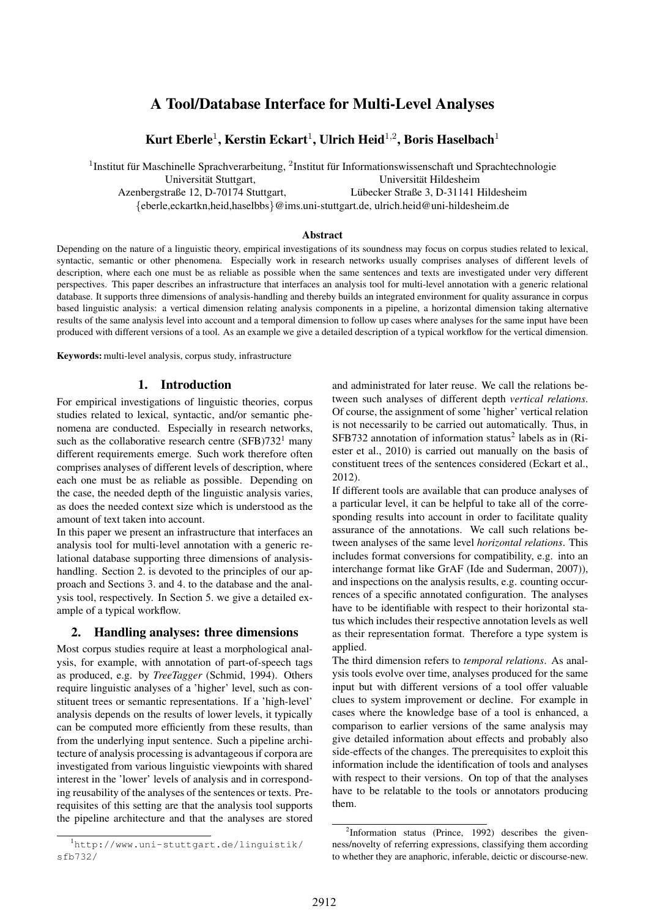# A Tool/Database Interface for Multi-Level Analyses

**Kurt Eberle[1], Kerstin Eckart[1], Ulrich Heid[1,2], Boris Haselbach[1]**

[1]Institut für Maschinelle Sprachverarbeitung, [2]Institut für Informationswissenschaft und Sprachtechnologie
Universität Stuttgart, Universität Hildesheim
Azenbergstraße 12, D-70174 Stuttgart, Lübecker Straße 3, D-31141 Hildesheim
{eberle,eckartkn,heid,haselbbs}@ims.uni-stuttgart.de, ulrich.heid@uni-hildesheim.de

### Abstract

Depending on the nature of a linguistic theory, empirical investigations of its soundness may focus on corpus studies related to lexical, syntactic, semantic or other phenomena. Especially work in research networks usually comprises analyses of different levels of description, where each one must be as reliable as possible when the same sentences and texts are investigated under very different perspectives. This paper describes an infrastructure that interfaces an analysis tool for multi-level annotation with a generic relational database. It supports three dimensions of analysis-handling and thereby builds an integrated environment for quality assurance in corpus based linguistic analysis: a vertical dimension relating analysis components in a pipeline, a horizontal dimension taking alternative results of the same analysis level into account and a temporal dimension to follow up cases where analyses for the same input have been produced with different versions of a tool. As an example we give a detailed description of a typical workflow for the vertical dimension.

**Keywords:** multi-level analysis, corpus study, infrastructure

## 1. Introduction

For empirical investigations of linguistic theories, corpus studies related to lexical, syntactic, and/or semantic phenomena are conducted. Especially in research networks, such as the collaborative research centre (SFB)732[1] many different requirements emerge. Such work therefore often comprises analyses of different levels of description, where each one must be as reliable as possible. Depending on the case, the needed depth of the linguistic analysis varies, as does the needed context size which is understood as the amount of text taken into account.

In this paper we present an infrastructure that interfaces an analysis tool for multi-level annotation with a generic relational database supporting three dimensions of analysis-handling. Section 2. is devoted to the principles of our approach and Sections 3. and 4. to the database and the analysis tool, respectively. In Section 5. we give a detailed example of a typical workflow.

## 2. Handling analyses: three dimensions

Most corpus studies require at least a morphological analysis, for example, with annotation of part-of-speech tags as produced, e.g. by *TreeTagger* (Schmid, 1994). Others require linguistic analyses of a 'higher' level, such as constituent trees or semantic representations. If a 'high-level' analysis depends on the results of lower levels, it typically can be computed more efficiently from these results, than from the underlying input sentence. Such a pipeline architecture of analysis processing is advantageous if corpora are investigated from various linguistic viewpoints with shared interest in the 'lower' levels of analysis and in corresponding reusability of the analyses of the sentences or texts. Prerequisites of this setting are that the analysis tool supports the pipeline architecture and that the analyses are stored and administrated for later reuse. We call the relations between such analyses of different depth *vertical relations*. Of course, the assignment of some 'higher' vertical relation is not necessarily to be carried out automatically. Thus, in SFB732 annotation of information status[2] labels as in (Riester et al., 2010) is carried out manually on the basis of constituent trees of the sentences considered (Eckart et al., 2012).

If different tools are available that can produce analyses of a particular level, it can be helpful to take all of the corresponding results into account in order to facilitate quality assurance of the annotations. We call such relations between analyses of the same level *horizontal relations*. This includes format conversions for compatibility, e.g. into an interchange format like GrAF (Ide and Suderman, 2007)), and inspections on the analysis results, e.g. counting occurrences of a specific annotated configuration. The analyses have to be identifiable with respect to their horizontal status which includes their respective annotation levels as well as their representation format. Therefore a type system is applied.

The third dimension refers to *temporal relations*. As analysis tools evolve over time, analyses produced for the same input but with different versions of a tool offer valuable clues to system improvement or decline. For example in cases where the knowledge base of a tool is enhanced, a comparison to earlier versions of the same analysis may give detailed information about effects and probably also side-effects of the changes. The prerequisites to exploit this information include the identification of tools and analyses with respect to their versions. On top of that the analyses have to be relatable to the tools or annotators producing them.

[1]`http://www.uni-stuttgart.de/linguistik/sfb732/`

[2]Information status (Prince, 1992) describes the givenness/novelty of referring expressions, classifying them according to whether they are anaphoric, inferable, deictic or discourse-new.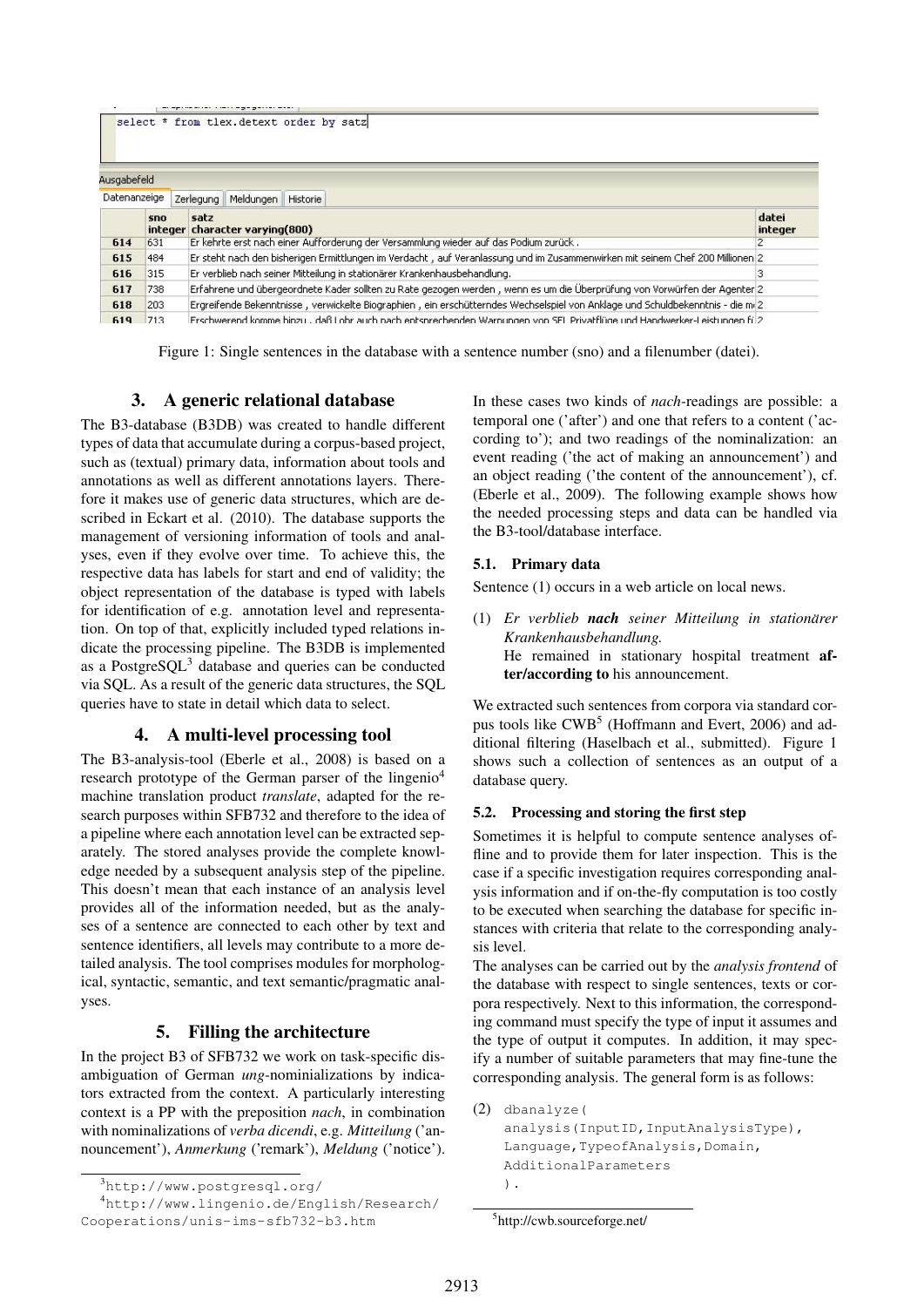Figure 1: Single sentences in the database with a sentence number (sno) and a filenumber (datei).

## 3. A generic relational database

The B3-database (B3DB) was created to handle different types of data that accumulate during a corpus-based project, such as (textual) primary data, information about tools and annotations as well as different annotations layers. Therefore it makes use of generic data structures, which are described in Eckart et al. (2010). The database supports the management of versioning information of tools and analyses, even if they evolve over time. To achieve this, the respective data has labels for start and end of validity; the object representation of the database is typed with labels for identification of e.g. annotation level and representation. On top of that, explicitly included typed relations indicate the processing pipeline. The B3DB is implemented as a PostgreSQL[3] database and queries can be conducted via SQL. As a result of the generic data structures, the SQL queries have to state in detail which data to select.

## 4. A multi-level processing tool

The B3-analysis-tool (Eberle et al., 2008) is based on a research prototype of the German parser of the lingenio[4] machine translation product *translate*, adapted for the research purposes within SFB732 and therefore to the idea of a pipeline where each annotation level can be extracted separately. The stored analyses provide the complete knowledge needed by a subsequent analysis step of the pipeline. This doesn't mean that each instance of an analysis level provides all of the information needed, but as the analyses of a sentence are connected to each other by text and sentence identifiers, all levels may contribute to a more detailed analysis. The tool comprises modules for morphological, syntactic, semantic, and text semantic/pragmatic analyses.

## 5. Filling the architecture

In the project B3 of SFB732 we work on task-specific disambiguation of German *ung*-nominializations by indicators extracted from the context. A particularly interesting context is a PP with the preposition *nach*, in combination with nominalizations of *verba dicendi*, e.g. *Mitteilung* ('announcement'), *Anmerkung* ('remark'), *Meldung* ('notice'). In these cases two kinds of *nach*-readings are possible: a temporal one ('after') and one that refers to a content ('according to'); and two readings of the nominalization: an event reading ('the act of making an announcement') and an object reading ('the content of the announcement'), cf. (Eberle et al., 2009). The following example shows how the needed processing steps and data can be handled via the B3-tool/database interface.

### 5.1. Primary data

Sentence (1) occurs in a web article on local news.

(1) *Er verblieb* ***nach*** *seiner Mitteilung in stationärer Krankenhausbehandlung.*
He remained in stationary hospital treatment **after/according to** his announcement.

We extracted such sentences from corpora via standard corpus tools like CWB[5] (Hoffmann and Evert, 2006) and additional filtering (Haselbach et al., submitted). Figure 1 shows such a collection of sentences as an output of a database query.

### 5.2. Processing and storing the first step

Sometimes it is helpful to compute sentence analyses offline and to provide them for later inspection. This is the case if a specific investigation requires corresponding analysis information and if on-the-fly computation is too costly to be executed when searching the database for specific instances with criteria that relate to the corresponding analysis level.

The analyses can be carried out by the *analysis frontend* of the database with respect to single sentences, texts or corpora respectively. Next to this information, the corresponding command must specify the type of input it assumes and the type of output it computes. In addition, it may specify a number of suitable parameters that may fine-tune the corresponding analysis. The general form is as follows:

(2)
```
dbanalyze(
analysis(InputID,InputAnalysisType),
Language,TypeofAnalysis,Domain,
AdditionalParameters
).
```

[3] http://www.postgresql.org/

[4] http://www.lingenio.de/English/Research/Cooperations/unis-ims-sfb732-b3.htm

[5] http://cwb.sourceforge.net/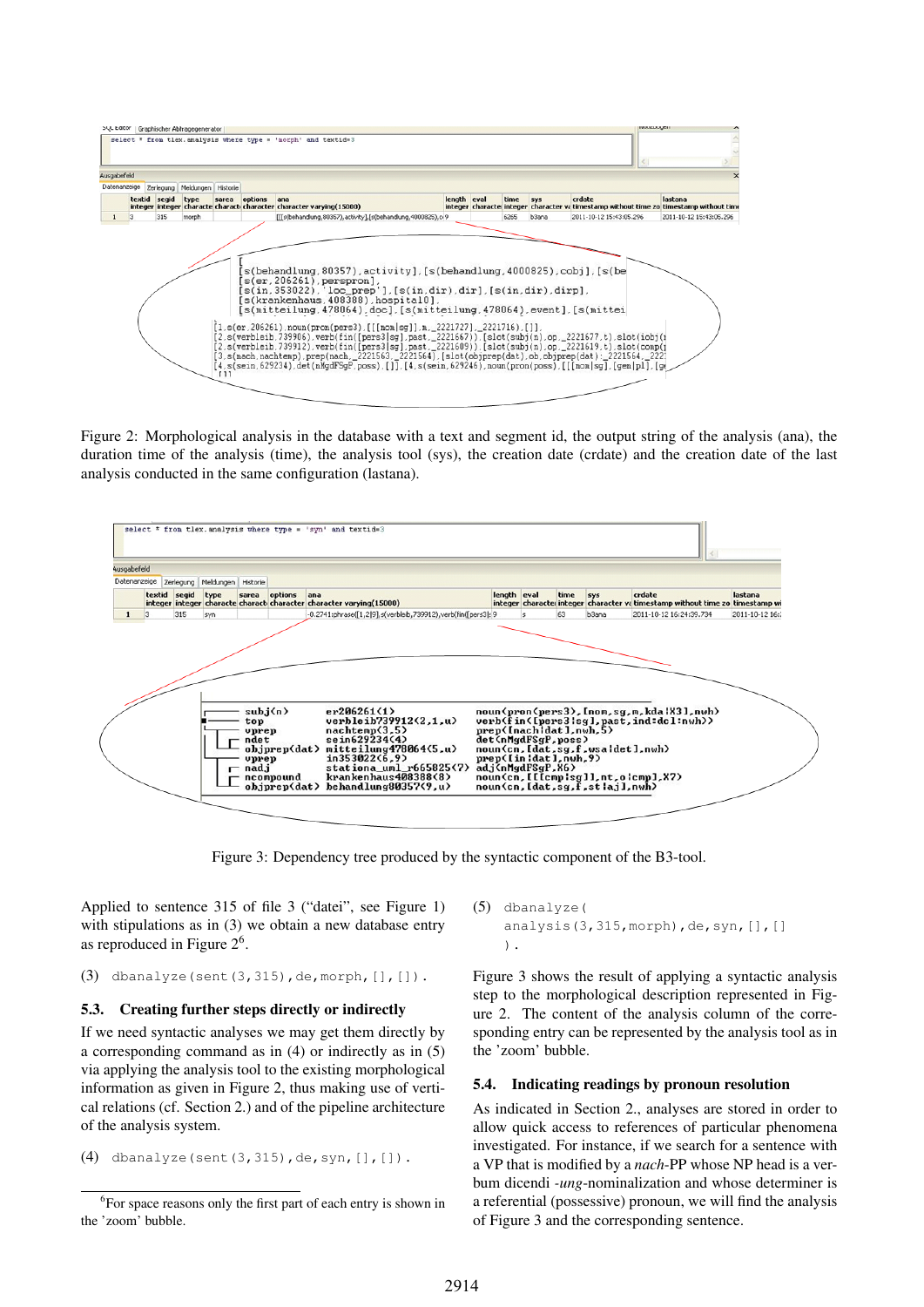Figure 2: Morphological analysis in the database with a text and segment id, the output string of the analysis (ana), the duration time of the analysis (time), the analysis tool (sys), the creation date (crdate) and the creation date of the last analysis conducted in the same configuration (lastana).

Figure 3: Dependency tree produced by the syntactic component of the B3-tool.

Applied to sentence 315 of file 3 ("datei", see Figure 1) with stipulations as in (3) we obtain a new database entry as reproduced in Figure 2[6].

(3) `dbanalyze(sent(3,315),de,morph,[],[]).`

### 5.3. Creating further steps directly or indirectly

If we need syntactic analyses we may get them directly by a corresponding command as in (4) or indirectly as in (5) via applying the analysis tool to the existing morphological information as given in Figure 2, thus making use of vertical relations (cf. Section 2.) and of the pipeline architecture of the analysis system.

(4) `dbanalyze(sent(3,315),de,syn,[],[]).`

[6]For space reasons only the first part of each entry is shown in the 'zoom' bubble.

(5) `dbanalyze( analysis(3,315,morph),de,syn,[],[] ).`

Figure 3 shows the result of applying a syntactic analysis step to the morphological description represented in Figure 2. The content of the analysis column of the corresponding entry can be represented by the analysis tool as in the 'zoom' bubble.

### 5.4. Indicating readings by pronoun resolution

As indicated in Section 2., analyses are stored in order to allow quick access to references of particular phenomena investigated. For instance, if we search for a sentence with a VP that is modified by a *nach*-PP whose NP head is a verbum dicendi *-ung*-nominalization and whose determiner is a referential (possessive) pronoun, we will find the analysis of Figure 3 and the corresponding sentence.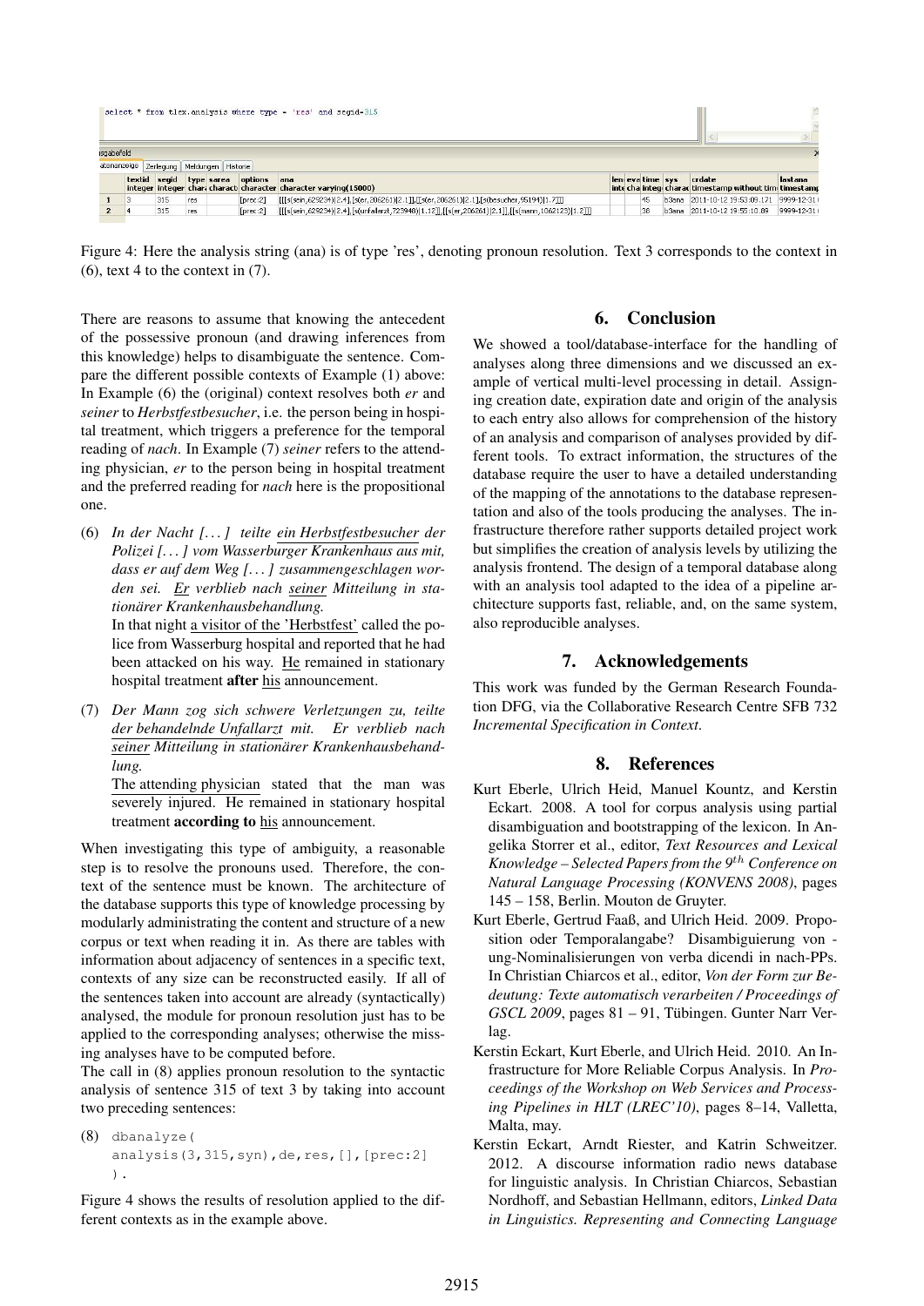Figure 4: Here the analysis string (ana) is of type 'res', denoting pronoun resolution. Text 3 corresponds to the context in (6), text 4 to the context in (7).

There are reasons to assume that knowing the antecedent of the possessive pronoun (and drawing inferences from this knowledge) helps to disambiguate the sentence. Compare the different possible contexts of Example (1) above: In Example (6) the (original) context resolves both *er* and *seiner* to *Herbstfestbesucher*, i.e. the person being in hospital treatment, which triggers a preference for the temporal reading of *nach*. In Example (7) *seiner* refers to the attending physician, *er* to the person being in hospital treatment and the preferred reading for *nach* here is the propositional one.

(6) *In der Nacht [. . . ] teilte ein Herbstfestbesucher der Polizei [. . . ] vom Wasserburger Krankenhaus aus mit, dass er auf dem Weg [. . . ] zusammengeschlagen worden sei. Er verblieb nach seiner Mitteilung in stationärer Krankenhausbehandlung.*
In that night a visitor of the 'Herbstfest' called the police from Wasserburg hospital and reported that he had been attacked on his way. He remained in stationary hospital treatment **after** his announcement.

(7) *Der Mann zog sich schwere Verletzungen zu, teilte der behandelnde Unfallarzt mit. Er verblieb nach seiner Mitteilung in stationärer Krankenhausbehandlung.*
The attending physician stated that the man was severely injured. He remained in stationary hospital treatment **according to** his announcement.

When investigating this type of ambiguity, a reasonable step is to resolve the pronouns used. Therefore, the context of the sentence must be known. The architecture of the database supports this type of knowledge processing by modularly administrating the content and structure of a new corpus or text when reading it in. As there are tables with information about adjacency of sentences in a specific text, contexts of any size can be reconstructed easily. If all of the sentences taken into account are already (syntactically) analysed, the module for pronoun resolution just has to be applied to the corresponding analyses; otherwise the missing analyses have to be computed before.

The call in (8) applies pronoun resolution to the syntactic analysis of sentence 315 of text 3 by taking into account two preceding sentences:

(8)
```
dbanalyze(
analysis(3,315,syn),de,res,[],[prec:2]
).
```

Figure 4 shows the results of resolution applied to the different contexts as in the example above.

## 6. Conclusion

We showed a tool/database-interface for the handling of analyses along three dimensions and we discussed an example of vertical multi-level processing in detail. Assigning creation date, expiration date and origin of the analysis to each entry also allows for comprehension of the history of an analysis and comparison of analyses provided by different tools. To extract information, the structures of the database require the user to have a detailed understanding of the mapping of the annotations to the database representation and also of the tools producing the analyses. The infrastructure therefore rather supports detailed project work but simplifies the creation of analysis levels by utilizing the analysis frontend. The design of a temporal database along with an analysis tool adapted to the idea of a pipeline architecture supports fast, reliable, and, on the same system, also reproducible analyses.

## 7. Acknowledgements

This work was funded by the German Research Foundation DFG, via the Collaborative Research Centre SFB 732 *Incremental Specification in Context*.

## 8. References

Kurt Eberle, Ulrich Heid, Manuel Kountz, and Kerstin Eckart. 2008. A tool for corpus analysis using partial disambiguation and bootstrapping of the lexicon. In Angelika Storrer et al., editor, *Text Resources and Lexical Knowledge – Selected Papers from the 9$^{th}$ Conference on Natural Language Processing (KONVENS 2008)*, pages 145 – 158, Berlin. Mouton de Gruyter.

Kurt Eberle, Gertrud Faaß, and Ulrich Heid. 2009. Proposition oder Temporalangabe? Disambiguierung von -ung-Nominalisierungen von verba dicendi in nach-PPs. In Christian Chiarcos et al., editor, *Von der Form zur Bedeutung: Texte automatisch verarbeiten / Proceedings of GSCL 2009*, pages 81 – 91, Tübingen. Gunter Narr Verlag.

Kerstin Eckart, Kurt Eberle, and Ulrich Heid. 2010. An Infrastructure for More Reliable Corpus Analysis. In *Proceedings of the Workshop on Web Services and Processing Pipelines in HLT (LREC'10)*, pages 8–14, Valletta, Malta, may.

Kerstin Eckart, Arndt Riester, and Katrin Schweitzer. 2012. A discourse information radio news database for linguistic analysis. In Christian Chiarcos, Sebastian Nordhoff, and Sebastian Hellmann, editors, *Linked Data in Linguistics. Representing and Connecting Language*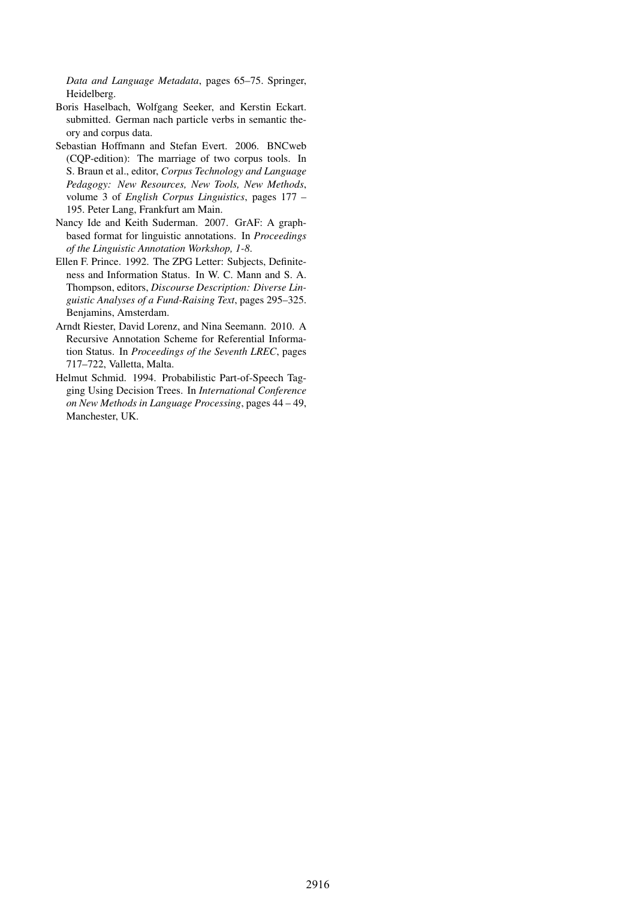*Data and Language Metadata*, pages 65–75. Springer, Heidelberg.

Boris Haselbach, Wolfgang Seeker, and Kerstin Eckart. submitted. German nach particle verbs in semantic theory and corpus data.

Sebastian Hoffmann and Stefan Evert. 2006. BNCweb (CQP-edition): The marriage of two corpus tools. In S. Braun et al., editor, *Corpus Technology and Language Pedagogy: New Resources, New Tools, New Methods*, volume 3 of *English Corpus Linguistics*, pages 177 – 195. Peter Lang, Frankfurt am Main.

Nancy Ide and Keith Suderman. 2007. GrAF: A graph-based format for linguistic annotations. In *Proceedings of the Linguistic Annotation Workshop, 1-8*.

Ellen F. Prince. 1992. The ZPG Letter: Subjects, Definiteness and Information Status. In W. C. Mann and S. A. Thompson, editors, *Discourse Description: Diverse Linguistic Analyses of a Fund-Raising Text*, pages 295–325. Benjamins, Amsterdam.

Arndt Riester, David Lorenz, and Nina Seemann. 2010. A Recursive Annotation Scheme for Referential Information Status. In *Proceedings of the Seventh LREC*, pages 717–722, Valletta, Malta.

Helmut Schmid. 1994. Probabilistic Part-of-Speech Tagging Using Decision Trees. In *International Conference on New Methods in Language Processing*, pages 44 – 49, Manchester, UK.